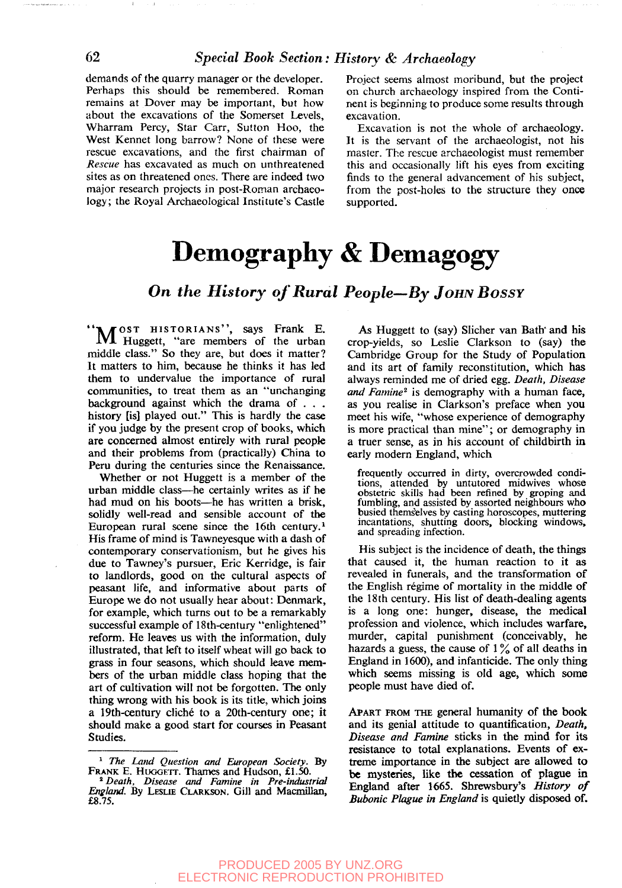demands of the quarry manager or the developer. Perhaps this should be remembered. Roman remains at Dover may be important, but how about the excavations of the Somerset Levels, Wharram Percy, Star Carr, Sutton Hoo, the West Kennet long barrow? None of these were rescue excavations, and the first chairman of *Rescue* has excavated as much on unthreatened sites as on threatened ones. There are indeed two major research projects in post-Roman archaeology; the Royal Archaeological Institute's Castle Project seems almost moribund, but the project on church archaeology inspired from the Continent is beginning to produce some results through excavation.

Excavation is not the whole of archaeology. It is the servant of the archaeologist, not his master. The rescue archaeologist must remember this and occasionally lift his eyes from exciting finds to the general advancement of his subject, from the post-holes to the structure they once supported.

# Demography & Demagogy

## *On the History of Rural People—By* JOHN BOSSY

"MOST HISTORIANS", says Frank E. Huggett, "are members of the urban middle class." So they are, but does it matter? It matters to him, because he thinks it has led them to undervalue the importance of rural communities, to treat them as an "unchanging background against which the drama of . . . history [is] played out." This is hardly the case if you judge by the present crop of books, which are concerned almost entirely with rural people and their problems from (practically) China to Peru during the centuries since the Renaissance.

Whether or not Huggett is a member of the urban middle class—he certainly writes as if he had mud on his boots—he has written a brisk, solidly well-read and sensible account of the European rural scene since the 16th century.[1] His frame of mind is Tawneyesque with a dash of contemporary conservationism, but he gives his due to Tawney's pursuer, Eric Kerridge, is fair to landlords, good on the cultural aspects of peasant life, and informative about parts of Europe we do not usually hear about: Denmark, for example, which turns out to be a remarkably successful example of 18th-century "enlightened" reform. He leaves us with the information, duly illustrated, that left to itself wheat will go back to grass in four seasons, which should leave members of the urban middle class hoping that the art of cultivation will not be forgotten. The only thing wrong with his book is its title, which joins a 19th-century cliché to a 20th-century one; it should make a good start for courses in Peasant Studies.

As Huggett to (say) Slicher van Bath and his crop-yields, so Leslie Clarkson to (say) the Cambridge Group for the Study of Population and its art of family reconstitution, which has always reminded me of dried egg. *Death, Disease and Famine*[2] is demography with a human face, as you realise in Clarkson's preface when you meet his wife, "whose experience of demography is more practical than mine"; or demography in a truer sense, as in his account of childbirth in early modern England, which

> frequently occurred in dirty, overcrowded conditions, attended by untutored midwives whose obstetric skills had been refined by groping and fumbling, and assisted by assorted neighbours who busied themselves by casting horoscopes, muttering incantations, shutting doors, blocking windows, and spreading infection.

His subject is the incidence of death, the things that caused it, the human reaction to it as revealed in funerals, and the transformation of the English régime of mortality in the middle of the 18th century. His list of death-dealing agents is a long one: hunger, disease, the medical profession and violence, which includes warfare, murder, capital punishment (conceivably, he hazards a guess, the cause of 1% of all deaths in England in 1600), and infanticide. The only thing which seems missing is old age, which some people must have died of.

APART FROM THE general humanity of the book and its genial attitude to quantification, *Death, Disease and Famine* sticks in the mind for its resistance to total explanations. Events of extreme importance in the subject are allowed to be mysteries, like the cessation of plague in England after 1665. Shrewsbury's *History of Bubonic Plague in England* is quietly disposed of.

---

[1] *The Land Question and European Society*. By FRANK E. HUGGETT. Thames and Hudson, £1.50.

[2] *Death, Disease and Famine in Pre-industrial England*. By LESLIE CLARKSON. Gill and Macmillan, £8.75.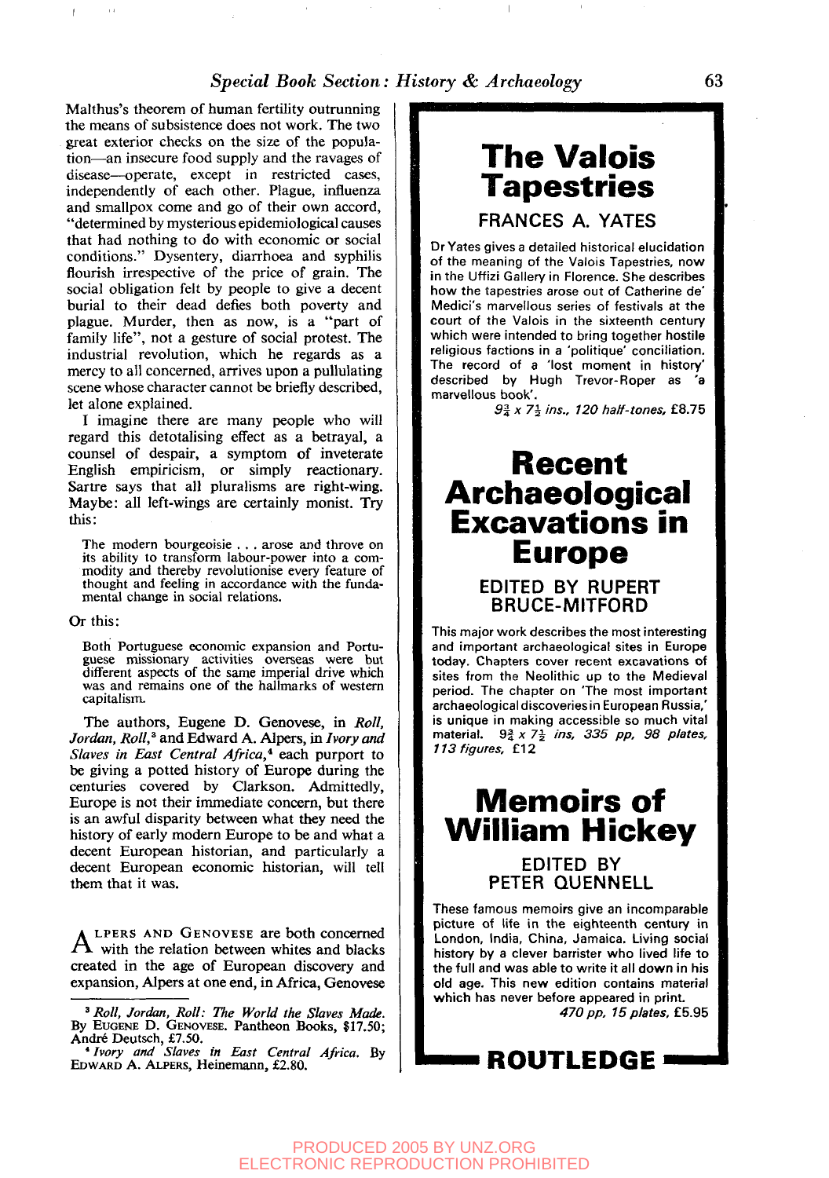Malthus's theorem of human fertility outrunning the means of subsistence does not work. The two great exterior checks on the size of the population—an insecure food supply and the ravages of disease—operate, except in restricted cases, independently of each other. Plague, influenza and smallpox come and go of their own accord, "determined by mysterious epidemiological causes that had nothing to do with economic or social conditions." Dysentery, diarrhoea and syphilis flourish irrespective of the price of grain. The social obligation felt by people to give a decent burial to their dead defies both poverty and plague. Murder, then as now, is a "part of family life", not a gesture of social protest. The industrial revolution, which he regards as a mercy to all concerned, arrives upon a pullulating scene whose character cannot be briefly described, let alone explained.

I imagine there are many people who will regard this detotalising effect as a betrayal, a counsel of despair, a symptom of inveterate English empiricism, or simply reactionary. Sartre says that all pluralisms are right-wing. Maybe: all left-wings are certainly monist. Try this:

> The modern bourgeoisie . . . arose and throve on its ability to transform labour-power into a commodity and thereby revolutionise every feature of thought and feeling in accordance with the fundamental change in social relations.

Or this:

> Both Portuguese economic expansion and Portuguese missionary activities overseas were but different aspects of the same imperial drive which was and remains one of the hallmarks of western capitalism.

The authors, Eugene D. Genovese, in *Roll, Jordan, Roll*,[3] and Edward A. Alpers, in *Ivory and Slaves in East Central Africa*,[4] each purport to be giving a potted history of Europe during the centuries covered by Clarkson. Admittedly, Europe is not their immediate concern, but there is an awful disparity between what they need the history of early modern Europe to be and what a decent European historian, and particularly a decent European economic historian, will tell them that it was.

ALPERS AND GENOVESE are both concerned with the relation between whites and blacks created in the age of European discovery and expansion, Alpers at one end, in Africa, Genovese

[3] *Roll, Jordan, Roll: The World the Slaves Made.* By EUGENE D. GENOVESE. Pantheon Books, $17.50; André Deutsch, £7.50.

[4] *Ivory and Slaves in East Central Africa.* By EDWARD A. ALPERS, Heinemann, £2.80.

# The Valois Tapestries

## FRANCES A. YATES

Dr Yates gives a detailed historical elucidation of the meaning of the Valois Tapestries, now in the Uffizi Gallery in Florence. She describes how the tapestries arose out of Catherine de' Medici's marvellous series of festivals at the court of the Valois in the sixteenth century which were intended to bring together hostile religious factions in a 'politique' conciliation. The record of a 'lost moment in history' described by Hugh Trevor-Roper as 'a marvellous book'.

*9¾ x 7½ ins., 120 half-tones,* £8.75

# Recent Archaeological Excavations in Europe

## EDITED BY RUPERT BRUCE-MITFORD

This major work describes the most interesting and important archaeological sites in Europe today. Chapters cover recent excavations of sites from the Neolithic up to the Medieval period. The chapter on 'The most important archaeological discoveries in European Russia,' is unique in making accessible so much vital material. *9¾ x 7½ ins, 335 pp, 98 plates, 113 figures,* £12

# Memoirs of William Hickey

## EDITED BY PETER QUENNELL

These famous memoirs give an incomparable picture of life in the eighteenth century in London, India, China, Jamaica. Living social history by a clever barrister who lived life to the full and was able to write it all down in his old age. This new edition contains material which has never before appeared in print.

*470 pp, 15 plates,* £5.95

**ROUTLEDGE**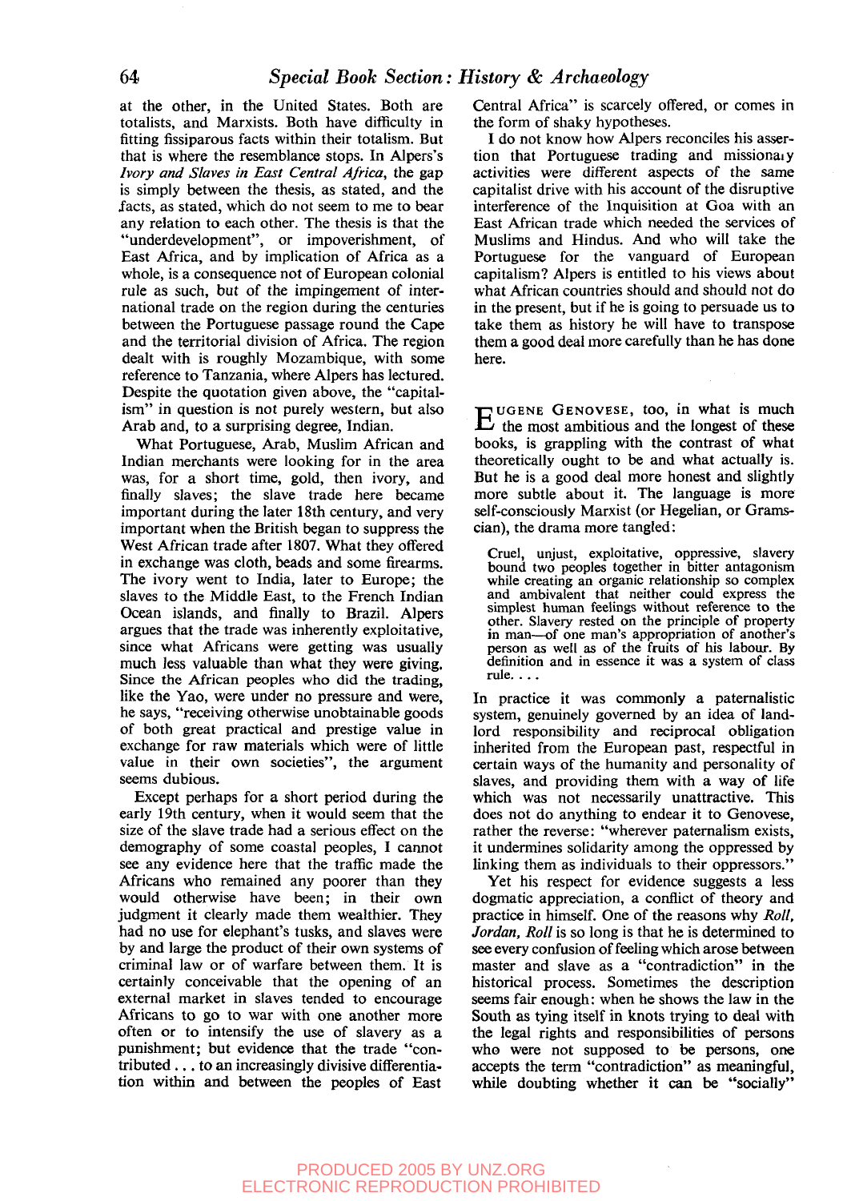at the other, in the United States. Both are totalists, and Marxists. Both have difficulty in fitting fissiparous facts within their totalism. But that is where the resemblance stops. In Alpers's *Ivory and Slaves in East Central Africa*, the gap is simply between the thesis, as stated, and the facts, as stated, which do not seem to me to bear any relation to each other. The thesis is that the "underdevelopment", or impoverishment, of East Africa, and by implication of Africa as a whole, is a consequence not of European colonial rule as such, but of the impingement of international trade on the region during the centuries between the Portuguese passage round the Cape and the territorial division of Africa. The region dealt with is roughly Mozambique, with some reference to Tanzania, where Alpers has lectured. Despite the quotation given above, the "capitalism" in question is not purely western, but also Arab and, to a surprising degree, Indian.

What Portuguese, Arab, Muslim African and Indian merchants were looking for in the area was, for a short time, gold, then ivory, and finally slaves; the slave trade here became important during the later 18th century, and very important when the British began to suppress the West African trade after 1807. What they offered in exchange was cloth, beads and some firearms. The ivory went to India, later to Europe; the slaves to the Middle East, to the French Indian Ocean islands, and finally to Brazil. Alpers argues that the trade was inherently exploitative, since what Africans were getting was usually much less valuable than what they were giving. Since the African peoples who did the trading, like the Yao, were under no pressure and were, he says, "receiving otherwise unobtainable goods of both great practical and prestige value in exchange for raw materials which were of little value in their own societies", the argument seems dubious.

Except perhaps for a short period during the early 19th century, when it would seem that the size of the slave trade had a serious effect on the demography of some coastal peoples, I cannot see any evidence here that the traffic made the Africans who remained any poorer than they would otherwise have been; in their own judgment it clearly made them wealthier. They had no use for elephant's tusks, and slaves were by and large the product of their own systems of criminal law or of warfare between them. It is certainly conceivable that the opening of an external market in slaves tended to encourage Africans to go to war with one another more often or to intensify the use of slavery as a punishment; but evidence that the trade "contributed . . . to an increasingly divisive differentiation within and between the peoples of East Central Africa" is scarcely offered, or comes in the form of shaky hypotheses.

I do not know how Alpers reconciles his assertion that Portuguese trading and missionary activities were different aspects of the same capitalist drive with his account of the disruptive interference of the Inquisition at Goa with an East African trade which needed the services of Muslims and Hindus. And who will take the Portuguese for the vanguard of European capitalism? Alpers is entitled to his views about what African countries should and should not do in the present, but if he is going to persuade us to take them as history he will have to transpose them a good deal more carefully than he has done here.

EUGENE GENOVESE, too, in what is much the most ambitious and the longest of these books, is grappling with the contrast of what theoretically ought to be and what actually is. But he is a good deal more honest and slightly more subtle about it. The language is more self-consciously Marxist (or Hegelian, or Gramscian), the drama more tangled:

> Cruel, unjust, exploitative, oppressive, slavery bound two peoples together in bitter antagonism while creating an organic relationship so complex and ambivalent that neither could express the simplest human feelings without reference to the other. Slavery rested on the principle of property in man—of one man's appropriation of another's person as well as of the fruits of his labour. By definition and in essence it was a system of class rule. . . .

In practice it was commonly a paternalistic system, genuinely governed by an idea of landlord responsibility and reciprocal obligation inherited from the European past, respectful in certain ways of the humanity and personality of slaves, and providing them with a way of life which was not necessarily unattractive. This does not do anything to endear it to Genovese, rather the reverse: "wherever paternalism exists, it undermines solidarity among the oppressed by linking them as individuals to their oppressors."

Yet his respect for evidence suggests a less dogmatic appreciation, a conflict of theory and practice in himself. One of the reasons why *Roll, Jordan, Roll* is so long is that he is determined to see every confusion of feeling which arose between master and slave as a "contradiction" in the historical process. Sometimes the description seems fair enough: when he shows the law in the South as tying itself in knots trying to deal with the legal rights and responsibilities of persons who were not supposed to be persons, one accepts the term "contradiction" as meaningful, while doubting whether it can be "socially"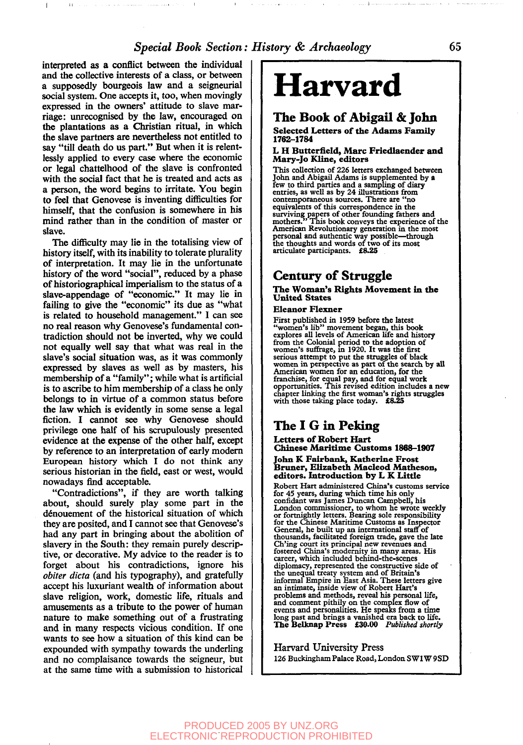interpreted as a conflict between the individual and the collective interests of a class, or between a supposedly bourgeois law and a seigneurial social system. One accepts it, too, when movingly expressed in the owners' attitude to slave marriage: unrecognised by the law, encouraged on the plantations as a Christian ritual, in which the slave partners are nevertheless not entitled to say "till death do us part." But when it is relentlessly applied to every case where the economic or legal chattelhood of the slave is confronted with the social fact that he is treated and acts as a person, the word begins to irritate. You begin to feel that Genovese is inventing difficulties for himself, that the confusion is somewhere in his mind rather than in the condition of master or slave.

The difficulty may lie in the totalising view of history itself, with its inability to tolerate plurality of interpretation. It may lie in the unfortunate history of the word "social", reduced by a phase of historiographical imperialism to the status of a slave-appendage of "economic." It may lie in failing to give the "economic" its due as "what is related to household management." I can see no real reason why Genovese's fundamental contradiction should not be inverted, why we could not equally well say that what was real in the slave's social situation was, as it was commonly expressed by slaves as well as by masters, his membership of a "family"; while what is artificial is to ascribe to him membership of a class he only belongs to in virtue of a common status before the law which is evidently in some sense a legal fiction. I cannot see why Genovese should privilege one half of his scrupulously presented evidence at the expense of the other half, except by reference to an interpretation of early modern European history which I do not think any serious historian in the field, east or west, would nowadays find acceptable.

"Contradictions", if they are worth talking about, should surely play some part in the dénouement of the historical situation of which they are posited, and I cannot see that Genovese's had any part in bringing about the abolition of slavery in the South: they remain purely descriptive, or decorative. My advice to the reader is to forget about his contradictions, ignore his *obiter dicta* (and his typography), and gratefully accept his luxuriant wealth of information about slave religion, work, domestic life, rituals and amusements as a tribute to the power of human nature to make something out of a frustrating and in many respects vicious condition. If one wants to see how a situation of this kind can be expounded with sympathy towards the underling and no complaisance towards the seigneur, but at the same time with a submission to historical

# Harvard

## The Book of Abigail & John

**Selected Letters of the Adams Family 1762–1784**

**L H Butterfield, Marc Friedlaender and Mary-Jo Kline, editors**

This collection of 226 letters exchanged between John and Abigail Adams is supplemented by a few to third parties and a sampling of diary entries, as well as by 24 illustrations from contemporaneous sources. There are "no equivalents of this correspondence in the surviving papers of other founding fathers and mothers." This book conveys the experience of the American Revolutionary generation in the most personal and authentic way possible—through the thoughts and words of two of its most articulate participants. **£8.25**

## Century of Struggle

**The Woman's Rights Movement in the United States**

**Eleanor Flexner**

First published in 1959 before the latest "women's lib" movement began, this book explores all levels of American life and history from the Colonial period to the adoption of women's suffrage, in 1920. It was the first serious attempt to put the struggles of black women in perspective as part of the search by all American women for an education, for the franchise, for equal pay, and for equal work opportunities. This revised edition includes a new chapter linking the first woman's rights struggles with those taking place today. **£8.25**

## The I G in Peking

**Letters of Robert Hart**
**Chinese Maritime Customs 1868–1907**

**John K Fairbank, Katherine Frost Bruner, Elizabeth Macleod Matheson, editors. Introduction by L K Little**

Robert Hart administered China's customs service for 45 years, during which time his only confidant was James Duncan Campbell, his London commissioner, to whom he wrote weekly or fortnightly letters. Bearing sole responsibility for the Chinese Maritime Customs as Inspector General, he built up an international staff of thousands, facilitated foreign trade, gave the late Ch'ing court its principal new revenues and fostered China's modernity in many areas. His career, which included behind-the-scenes diplomacy, represented the constructive side of the unequal treaty system and of Britain's informal Empire in East Asia. These letters give an intimate, inside view of Robert Hart's problems and methods, reveal his personal life, and comment pithily on the complex flow of events and personalities. He speaks from a time long past and brings a vanished era back to life. **The Belknap Press £30.00** *Published shortly*

Harvard University Press
126 Buckingham Palace Road, London SW1W 9SD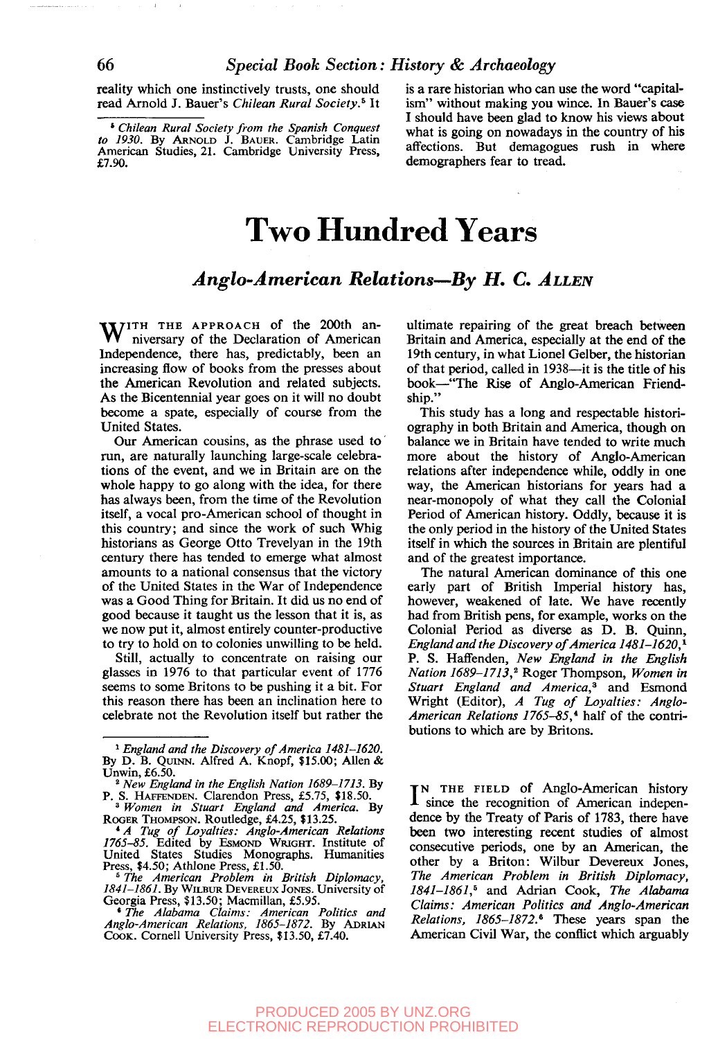reality which one instinctively trusts, one should read Arnold J. Bauer's *Chilean Rural Society*.[5] It is a rare historian who can use the word "capitalism" without making you wince. In Bauer's case I should have been glad to know his views about what is going on nowadays in the country of his affections. But demagogues rush in where demographers fear to tread.

[5] *Chilean Rural Society from the Spanish Conquest to 1930*. By Arnold J. Bauer. Cambridge Latin American Studies, 21. Cambridge University Press, £7.90.

# Two Hundred Years

## *Anglo-American Relations—By H. C. Allen*

With the approach of the 200th anniversary of the Declaration of American Independence, there has, predictably, been an increasing flow of books from the presses about the American Revolution and related subjects. As the Bicentennial year goes on it will no doubt become a spate, especially of course from the United States.

Our American cousins, as the phrase used to run, are naturally launching large-scale celebrations of the event, and we in Britain are on the whole happy to go along with the idea, for there has always been, from the time of the Revolution itself, a vocal pro-American school of thought in this country; and since the work of such Whig historians as George Otto Trevelyan in the 19th century there has tended to emerge what almost amounts to a national consensus that the victory of the United States in the War of Independence was a Good Thing for Britain. It did us no end of good because it taught us the lesson that it is, as we now put it, almost entirely counter-productive to try to hold on to colonies unwilling to be held.

Still, actually to concentrate on raising our glasses in 1976 to that particular event of 1776 seems to some Britons to be pushing it a bit. For this reason there has been an inclination here to celebrate not the Revolution itself but rather the ultimate repairing of the great breach between Britain and America, especially at the end of the 19th century, in what Lionel Gelber, the historian of that period, called in 1938—it is the title of his book—"The Rise of Anglo-American Friendship."

This study has a long and respectable historiography in both Britain and America, though on balance we in Britain have tended to write much more about the history of Anglo-American relations after independence while, oddly in one way, the American historians for years had a near-monopoly of what they call the Colonial Period of American history. Oddly, because it is the only period in the history of the United States itself in which the sources in Britain are plentiful and of the greatest importance.

The natural American dominance of this one early part of British Imperial history has, however, weakened of late. We have recently had from British pens, for example, works on the Colonial Period as diverse as D. B. Quinn, *England and the Discovery of America 1481–1620*,[1] P. S. Haffenden, *New England in the English Nation 1689–1713*,[2] Roger Thompson, *Women in Stuart England and America*,[3] and Esmond Wright (Editor), *A Tug of Loyalties: Anglo-American Relations 1765–85*,[4] half of the contributions to which are by Britons.

In the field of Anglo-American history since the recognition of American independence by the Treaty of Paris of 1783, there have been two interesting recent studies of almost consecutive periods, one by an American, the other by a Briton: Wilbur Devereux Jones, *The American Problem in British Diplomacy, 1841–1861*,[5] and Adrian Cook, *The Alabama Claims: American Politics and Anglo-American Relations, 1865–1872*.[6] These years span the American Civil War, the conflict which arguably

[1] *England and the Discovery of America 1481–1620*. By D. B. Quinn. Alfred A. Knopf, $15.00; Allen & Unwin, £6.50.

[2] *New England in the English Nation 1689–1713*. By P. S. Haffenden. Clarendon Press, £5.75, $18.50.

[3] *Women in Stuart England and America*. By Roger Thompson. Routledge, £4.25, $13.25.

[4] *A Tug of Loyalties: Anglo-American Relations 1765–85*. Edited by Esmond Wright. Institute of United States Studies Monographs. Humanities Press, $4.50; Athlone Press, £1.50.

[5] *The American Problem in British Diplomacy, 1841–1861*. By Wilbur Devereux Jones. University of Georgia Press, $13.50; Macmillan, £5.95.

[6] *The Alabama Claims: American Politics and Anglo-American Relations, 1865–1872*. By Adrian Cook. Cornell University Press, $13.50, £7.40.